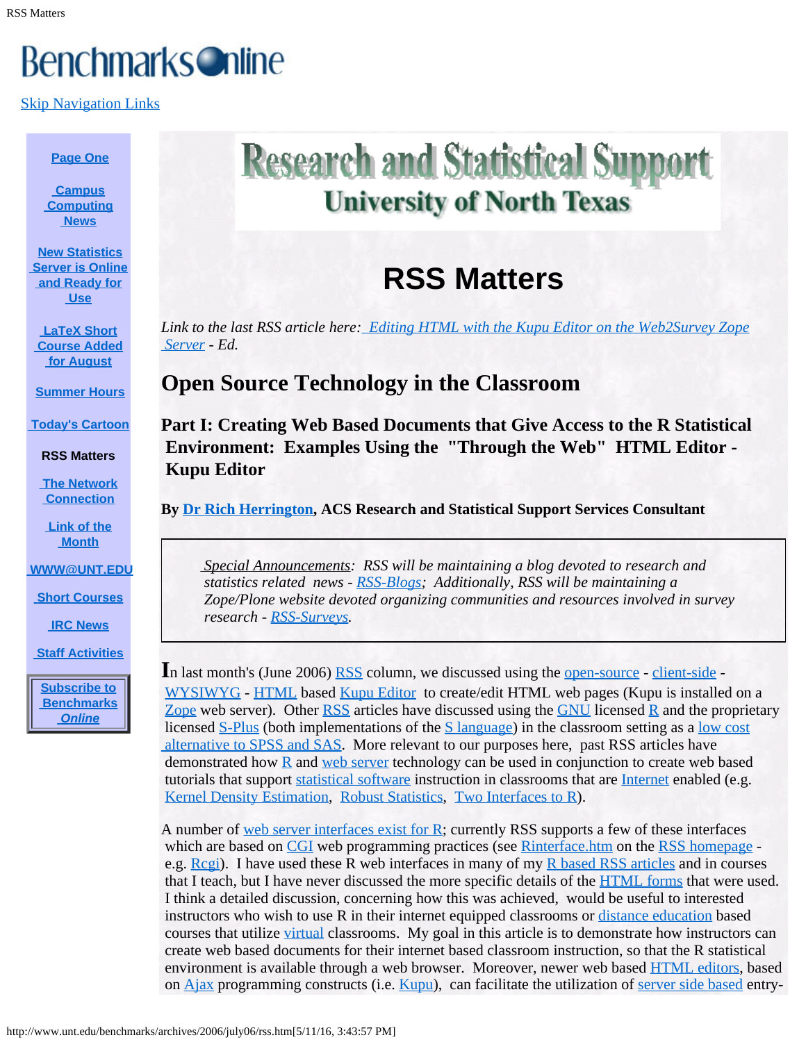Benchmarks Online

Skip Navigation Links

- Page One
- Campus Computing News
- New Statistics Server is Online and Ready for Use
- LaTeX Short Course Added for August
- Summer Hours
- Today's Cartoon
- RSS Matters
- The Network Connection
- Link of the Month
- WWW@UNT.EDU
- Short Courses
- IRC News
- Staff Activities

Subscribe to Benchmarks *Online*

Research and Statistical Support
University of North Texas

# RSS Matters

*Link to the last RSS article here: Editing HTML with the Kupu Editor on the Web2Survey Zope Server - Ed.*

## Open Source Technology in the Classroom

### Part I: Creating Web Based Documents that Give Access to the R Statistical Environment: Examples Using the "Through the Web" HTML Editor - Kupu Editor

**By Dr Rich Herrington, ACS Research and Statistical Support Services Consultant**

> *Special Announcements: RSS will be maintaining a blog devoted to research and statistics related news - RSS-Blogs; Additionally, RSS will be maintaining a Zope/Plone website devoted organizing communities and resources involved in survey research - RSS-Surveys.*

In last month's (June 2006) RSS column, we discussed using the open-source - client-side - WYSIWYG - HTML based Kupu Editor to create/edit HTML web pages (Kupu is installed on a Zope web server). Other RSS articles have discussed using the GNU licensed R and the proprietary licensed S-Plus (both implementations of the S language) in the classroom setting as a low cost alternative to SPSS and SAS. More relevant to our purposes here, past RSS articles have demonstrated how R and web server technology can be used in conjunction to create web based tutorials that support statistical software instruction in classrooms that are Internet enabled (e.g. Kernel Density Estimation, Robust Statistics, Two Interfaces to R).

A number of web server interfaces exist for R; currently RSS supports a few of these interfaces which are based on CGI web programming practices (see Rinterface.htm on the RSS homepage - e.g. Rcgi). I have used these R web interfaces in many of my R based RSS articles and in courses that I teach, but I have never discussed the more specific details of the HTML forms that were used. I think a detailed discussion, concerning how this was achieved, would be useful to interested instructors who wish to use R in their internet equipped classrooms or distance education based courses that utilize virtual classrooms. My goal in this article is to demonstrate how instructors can create web based documents for their internet based classroom instruction, so that the R statistical environment is available through a web browser. Moreover, newer web based HTML editors, based on Ajax programming constructs (i.e. Kupu), can facilitate the utilization of server side based entry-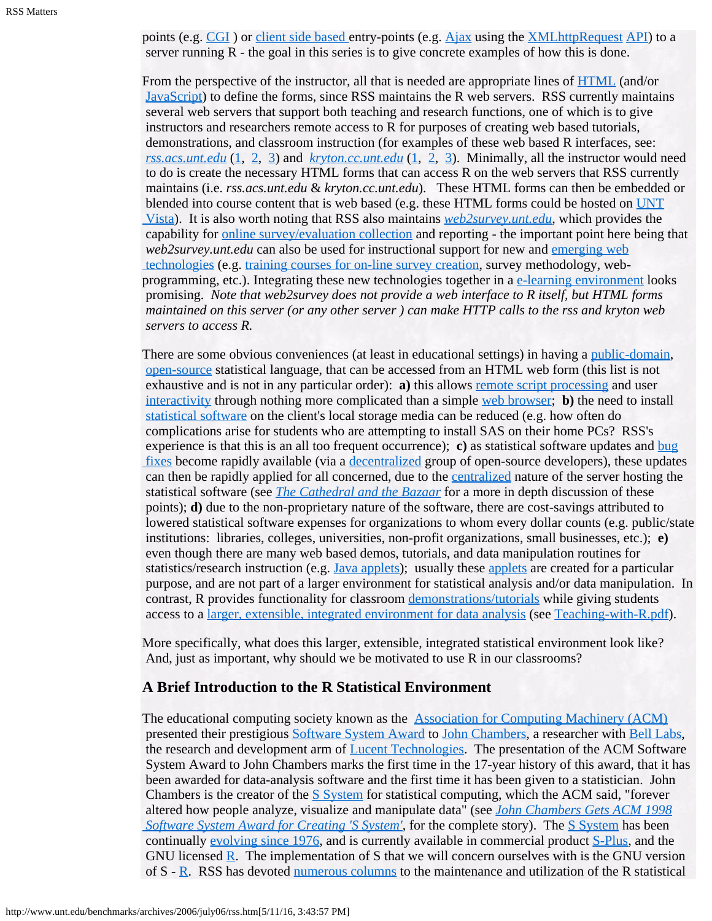points (e.g. CGI ) or client side based entry-points (e.g. Ajax using the XMLhttpRequest API) to a server running R - the goal in this series is to give concrete examples of how this is done.

From the perspective of the instructor, all that is needed are appropriate lines of HTML (and/or JavaScript) to define the forms, since RSS maintains the R web servers. RSS currently maintains several web servers that support both teaching and research functions, one of which is to give instructors and researchers remote access to R for purposes of creating web based tutorials, demonstrations, and classroom instruction (for examples of these web based R interfaces, see: *rss.acs.unt.edu* (1, 2, 3) and *kryton.cc.unt.edu* (1, 2, 3). Minimally, all the instructor would need to do is create the necessary HTML forms that can access R on the web servers that RSS currently maintains (i.e. *rss.acs.unt.edu* & *kryton.cc.unt.edu*). These HTML forms can then be embedded or blended into course content that is web based (e.g. these HTML forms could be hosted on UNT Vista). It is also worth noting that RSS also maintains *web2survey.unt.edu*, which provides the capability for online survey/evaluation collection and reporting - the important point here being that *web2survey.unt.edu* can also be used for instructional support for new and emerging web technologies (e.g. training courses for on-line survey creation, survey methodology, web-programming, etc.). Integrating these new technologies together in a e-learning environment looks promising. *Note that web2survey does not provide a web interface to R itself, but HTML forms maintained on this server (or any other server ) can make HTTP calls to the rss and kryton web servers to access R.*

There are some obvious conveniences (at least in educational settings) in having a public-domain, open-source statistical language, that can be accessed from an HTML web form (this list is not exhaustive and is not in any particular order): **a)** this allows remote script processing and user interactivity through nothing more complicated than a simple web browser; **b)** the need to install statistical software on the client's local storage media can be reduced (e.g. how often do complications arise for students who are attempting to install SAS on their home PCs? RSS's experience is that this is an all too frequent occurrence); **c)** as statistical software updates and bug fixes become rapidly available (via a decentralized group of open-source developers), these updates can then be rapidly applied for all concerned, due to the centralized nature of the server hosting the statistical software (see *The Cathedral and the Bazaar* for a more in depth discussion of these points); **d)** due to the non-proprietary nature of the software, there are cost-savings attributed to lowered statistical software expenses for organizations to whom every dollar counts (e.g. public/state institutions: libraries, colleges, universities, non-profit organizations, small businesses, etc.); **e)** even though there are many web based demos, tutorials, and data manipulation routines for statistics/research instruction (e.g. Java applets); usually these applets are created for a particular purpose, and are not part of a larger environment for statistical analysis and/or data manipulation. In contrast, R provides functionality for classroom demonstrations/tutorials while giving students access to a larger, extensible, integrated environment for data analysis (see Teaching-with-R.pdf).

More specifically, what does this larger, extensible, integrated statistical environment look like? And, just as important, why should we be motivated to use R in our classrooms?

## A Brief Introduction to the R Statistical Environment

The educational computing society known as the Association for Computing Machinery (ACM) presented their prestigious Software System Award to John Chambers, a researcher with Bell Labs, the research and development arm of Lucent Technologies. The presentation of the ACM Software System Award to John Chambers marks the first time in the 17-year history of this award, that it has been awarded for data-analysis software and the first time it has been given to a statistician. John Chambers is the creator of the S System for statistical computing, which the ACM said, "forever altered how people analyze, visualize and manipulate data" (see *John Chambers Gets ACM 1998 Software System Award for Creating 'S System'*, for the complete story). The S System has been continually evolving since 1976, and is currently available in commercial product S-Plus, and the GNU licensed R. The implementation of S that we will concern ourselves with is the GNU version of S - R. RSS has devoted numerous columns to the maintenance and utilization of the R statistical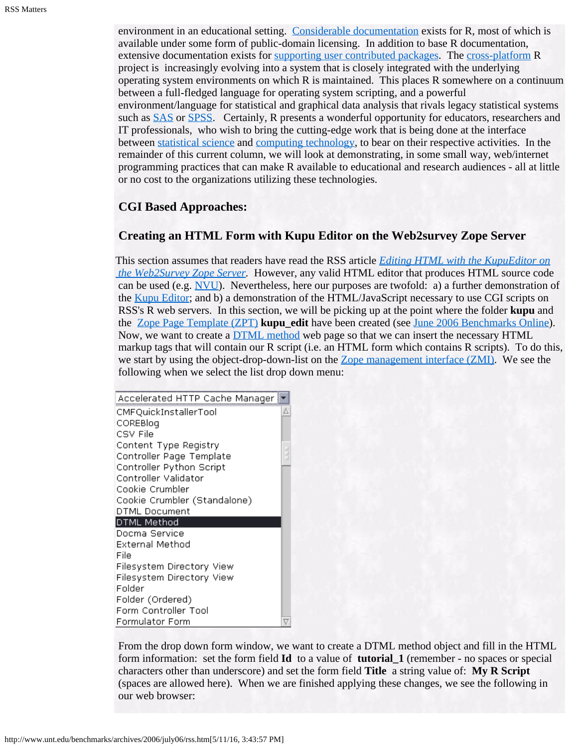environment in an educational setting. Considerable documentation exists for R, most of which is available under some form of public-domain licensing. In addition to base R documentation, extensive documentation exists for supporting user contributed packages. The cross-platform R project is increasingly evolving into a system that is closely integrated with the underlying operating system environments on which R is maintained. This places R somewhere on a continuum between a full-fledged language for operating system scripting, and a powerful environment/language for statistical and graphical data analysis that rivals legacy statistical systems such as SAS or SPSS. Certainly, R presents a wonderful opportunity for educators, researchers and IT professionals, who wish to bring the cutting-edge work that is being done at the interface between statistical science and computing technology, to bear on their respective activities. In the remainder of this current column, we will look at demonstrating, in some small way, web/internet programming practices that can make R available to educational and research audiences - all at little or no cost to the organizations utilizing these technologies.

### CGI Based Approaches:

### Creating an HTML Form with Kupu Editor on the Web2survey Zope Server

This section assumes that readers have read the RSS article *Editing HTML with the KupuEditor on the Web2Survey Zope Server*. However, any valid HTML editor that produces HTML source code can be used (e.g. NVU). Nevertheless, here our purposes are twofold: a) a further demonstration of the Kupu Editor; and b) a demonstration of the HTML/JavaScript necessary to use CGI scripts on RSS's R web servers. In this section, we will be picking up at the point where the folder **kupu** and the Zope Page Template (ZPT) **kupu_edit** have been created (see June 2006 Benchmarks Online). Now, we want to create a DTML method web page so that we can insert the necessary HTML markup tags that will contain our R script (i.e. an HTML form which contains R scripts). To do this, we start by using the object-drop-down-list on the Zope management interface (ZMI). We see the following when we select the list drop down menu:

```
Accelerated HTTP Cache Manager
CMFQuickInstallerTool
COREBlog
CSV File
Content Type Registry
Controller Page Template
Controller Python Script
Controller Validator
Cookie Crumbler
Cookie Crumbler (Standalone)
DTML Document
DTML Method
Docma Service
External Method
File
Filesystem Directory View
Filesystem Directory View
Folder
Folder (Ordered)
Form Controller Tool
Formulator Form
```

From the drop down form window, we want to create a DTML method object and fill in the HTML form information: set the form field **Id** to a value of **tutorial_1** (remember - no spaces or special characters other than underscore) and set the form field **Title** a string value of: **My R Script** (spaces are allowed here). When we are finished applying these changes, we see the following in our web browser: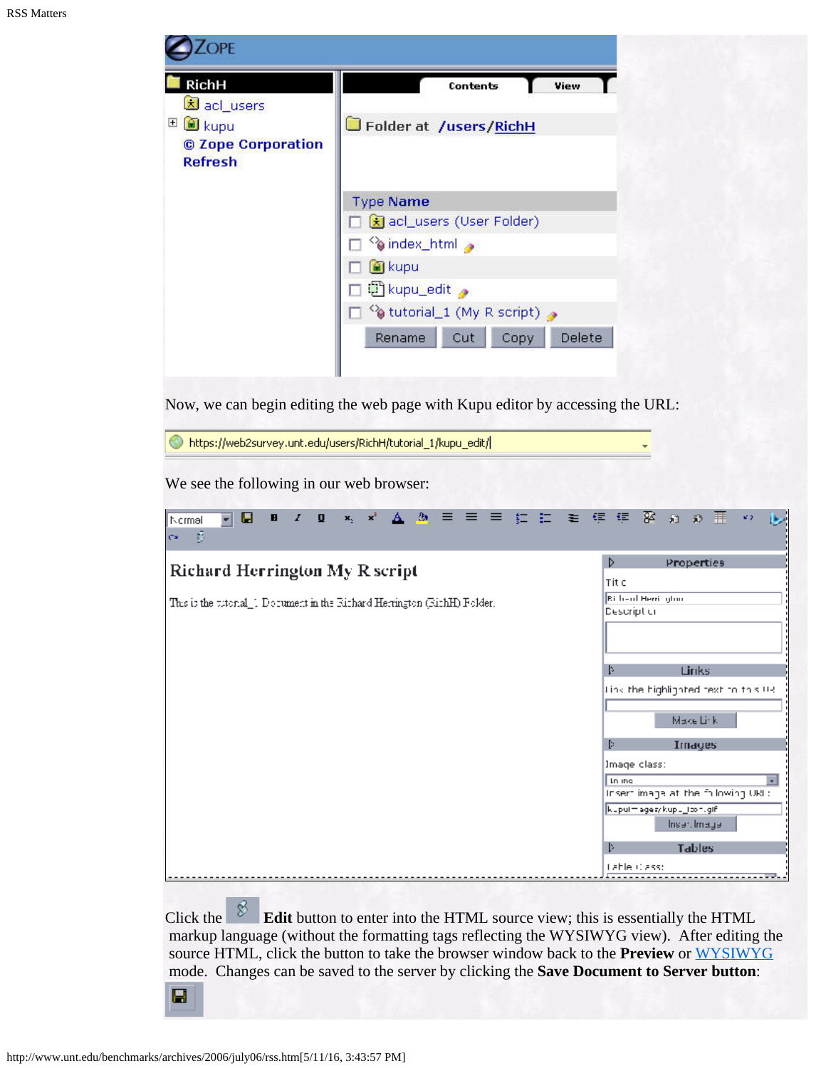Now, we can begin editing the web page with Kupu editor by accessing the URL:

https://web2survey.unt.edu/users/RichH/tutorial_1/kupu_edit/

We see the following in our web browser:

Click the **Edit** button to enter into the HTML source view; this is essentially the HTML markup language (without the formatting tags reflecting the WYSIWYG view). After editing the source HTML, click the button to take the browser window back to the **Preview** or WYSIWYG mode. Changes can be saved to the server by clicking the **Save Document to Server button**: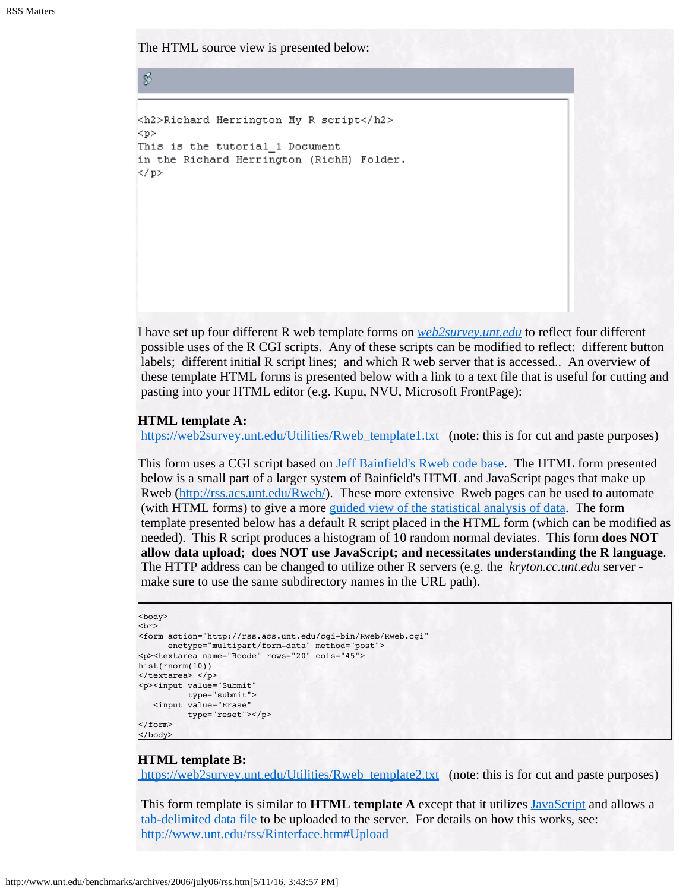The HTML source view is presented below:

```
<h2>Richard Herrington My R script</h2>
<p>
This is the tutorial_1 Document
in the Richard Herrington (RichH) Folder.
</p>
```

I have set up four different R web template forms on *web2survey.unt.edu* to reflect four different possible uses of the R CGI scripts. Any of these scripts can be modified to reflect: different button labels; different initial R script lines; and which R web server that is accessed.. An overview of these template HTML forms is presented below with a link to a text file that is useful for cutting and pasting into your HTML editor (e.g. Kupu, NVU, Microsoft FrontPage):

**HTML template A:**
https://web2survey.unt.edu/Utilities/Rweb_template1.txt (note: this is for cut and paste purposes)

This form uses a CGI script based on Jeff Bainfield's Rweb code base. The HTML form presented below is a small part of a larger system of Bainfield's HTML and JavaScript pages that make up Rweb (http://rss.acs.unt.edu/Rweb/). These more extensive Rweb pages can be used to automate (with HTML forms) to give a more guided view of the statistical analysis of data. The form template presented below has a default R script placed in the HTML form (which can be modified as needed). This R script produces a histogram of 10 random normal deviates. This form **does NOT allow data upload; does NOT use JavaScript; and necessitates understanding the R language**. The HTTP address can be changed to utilize other R servers (e.g. the *kryton.cc.unt.edu* server - make sure to use the same subdirectory names in the URL path).

```
<body>
<br>
<form action="http://rss.acs.unt.edu/cgi-bin/Rweb/Rweb.cgi"
      enctype="multipart/form-data" method="post">
<p><textarea name="Rcode" rows="20" cols="45">
hist(rnorm(10))
</textarea> </p>
<p><input value="Submit"
          type="submit">
   <input value="Erase"
          type="reset"></p>
</form>
</body>
```

**HTML template B:**
https://web2survey.unt.edu/Utilities/Rweb_template2.txt (note: this is for cut and paste purposes)

This form template is similar to **HTML template A** except that it utilizes JavaScript and allows a tab-delimited data file to be uploaded to the server. For details on how this works, see: http://www.unt.edu/rss/Rinterface.htm#Upload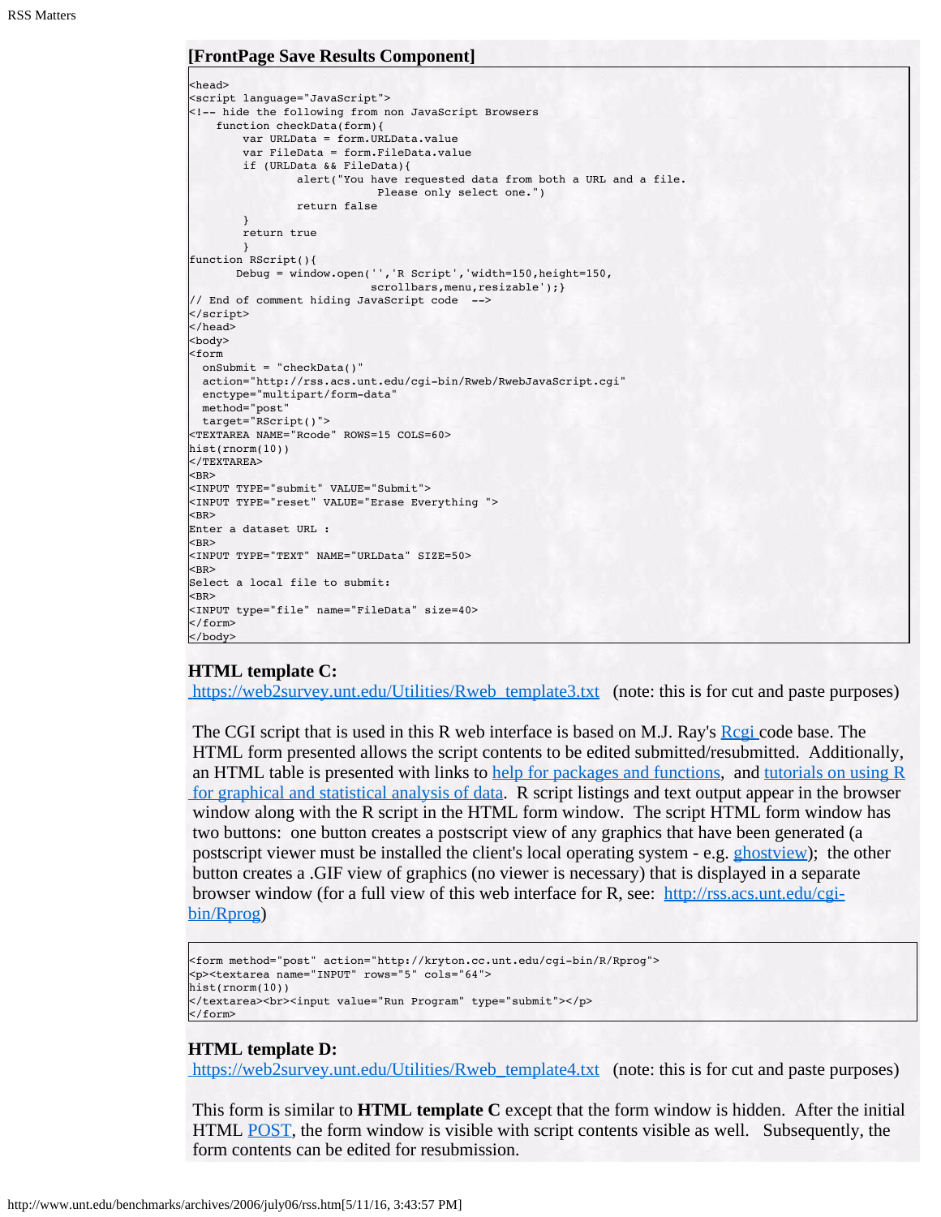**[FrontPage Save Results Component]**

```
<head>
<script language="JavaScript">
<!-- hide the following from non JavaScript Browsers
    function checkData(form){
        var URLData = form.URLData.value
        var FileData = form.FileData.value
        if (URLData && FileData){
                alert("You have requested data from both a URL and a file.
                            Please only select one.")
                return false
        }
        return true
        }
function RScript(){
       Debug = window.open('','R Script','width=150,height=150,
                            scrollbars,menu,resizable');}
// End of comment hiding JavaScript code  -->
</script>
</head>
<body>
<form
  onSubmit = "checkData()"
  action="http://rss.acs.unt.edu/cgi-bin/Rweb/RwebJavaScript.cgi"
  enctype="multipart/form-data"
  method="post"
  target="RScript()">
<TEXTAREA NAME="Rcode" ROWS=15 COLS=60>
hist(rnorm(10))
</TEXTAREA>
<BR>
<INPUT TYPE="submit" VALUE="Submit">
<INPUT TYPE="reset" VALUE="Erase Everything ">
<BR>
Enter a dataset URL :
<BR>
<INPUT TYPE="TEXT" NAME="URLData" SIZE=50>
<BR>
Select a local file to submit:
<BR>
<INPUT type="file" name="FileData" size=40>
</form>
</body>
```

**HTML template C:**
https://web2survey.unt.edu/Utilities/Rweb_template3.txt (note: this is for cut and paste purposes)

The CGI script that is used in this R web interface is based on M.J. Ray's Rcgi code base. The HTML form presented allows the script contents to be edited submitted/resubmitted. Additionally, an HTML table is presented with links to help for packages and functions, and tutorials on using R for graphical and statistical analysis of data. R script listings and text output appear in the browser window along with the R script in the HTML form window. The script HTML form window has two buttons: one button creates a postscript view of any graphics that have been generated (a postscript viewer must be installed the client's local operating system - e.g. ghostview); the other button creates a .GIF view of graphics (no viewer is necessary) that is displayed in a separate browser window (for a full view of this web interface for R, see: http://rss.acs.unt.edu/cgi-bin/Rprog)

```
<form method="post" action="http://kryton.cc.unt.edu/cgi-bin/R/Rprog">
<p><textarea name="INPUT" rows="5" cols="64">
hist(rnorm(10))
</textarea><br><input value="Run Program" type="submit"></p>
</form>
```

**HTML template D:**
https://web2survey.unt.edu/Utilities/Rweb_template4.txt (note: this is for cut and paste purposes)

This form is similar to **HTML template C** except that the form window is hidden. After the initial HTML POST, the form window is visible with script contents visible as well. Subsequently, the form contents can be edited for resubmission.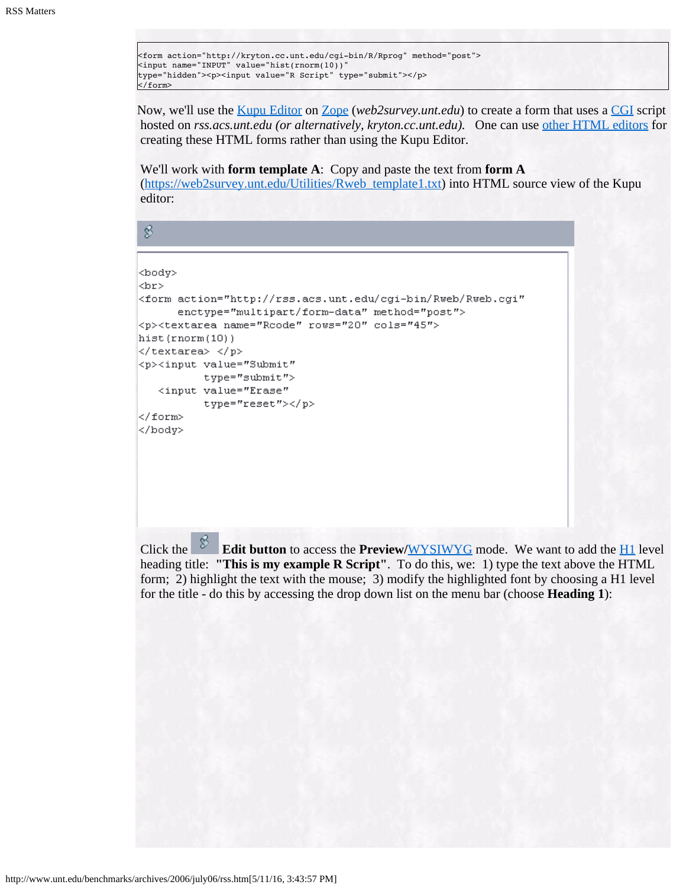```
<form action="http://kryton.cc.unt.edu/cgi-bin/R/Rprog" method="post">
<input name="INPUT" value="hist(rnorm(10))"
type="hidden"><p><input value="R Script" type="submit"></p>
</form>
```

Now, we'll use the Kupu Editor on Zope (*web2survey.unt.edu*) to create a form that uses a CGI script hosted on *rss.acs.unt.edu (or alternatively, kryton.cc.unt.edu).* One can use other HTML editors for creating these HTML forms rather than using the Kupu Editor.

We'll work with **form template A**: Copy and paste the text from **form A** (https://web2survey.unt.edu/Utilities/Rweb_template1.txt) into HTML source view of the Kupu editor:

```
<body>
<br>
<form action="http://rss.acs.unt.edu/cgi-bin/Rweb/Rweb.cgi"
      enctype="multipart/form-data" method="post">
<p><textarea name="Rcode" rows="20" cols="45">
hist(rnorm(10))
</textarea> </p>
<p><input value="Submit"
          type="submit">
   <input value="Erase"
          type="reset"></p>
</form>
</body>
```

Click the **Edit button** to access the **Preview/**WYSIWYG mode. We want to add the H1 level heading title: **"This is my example R Script"**. To do this, we: 1) type the text above the HTML form; 2) highlight the text with the mouse; 3) modify the highlighted font by choosing a H1 level for the title - do this by accessing the drop down list on the menu bar (choose **Heading 1**):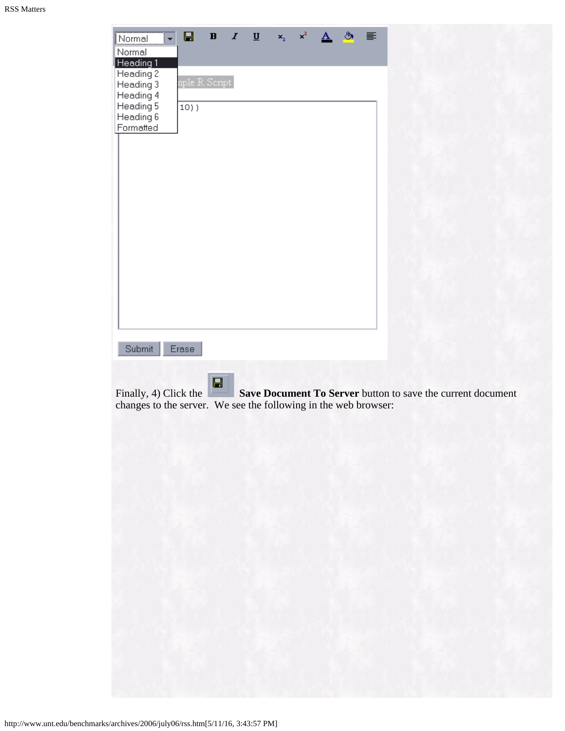Finally, 4) Click the **Save Document To Server** button to save the current document changes to the server.  We see the following in the web browser: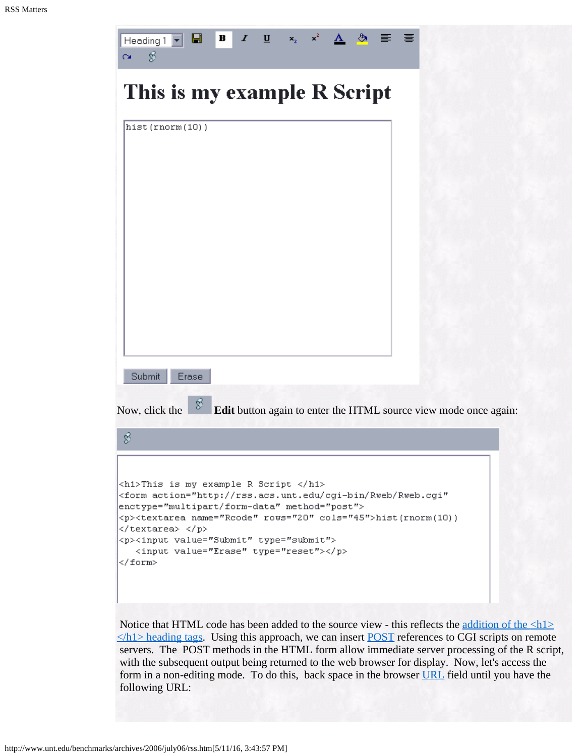Heading 1

# This is my example R Script

```
hist(rnorm(10))
```

Submit Erase

Now, click the **Edit** button again to enter the HTML source view mode once again:

```
<h1>This is my example R Script </h1>
<form action="http://rss.acs.unt.edu/cgi-bin/Rweb/Rweb.cgi"
enctype="multipart/form-data" method="post">
<p><textarea name="Rcode" rows="20" cols="45">hist(rnorm(10))
</textarea> </p>
<p><input value="Submit" type="submit">
   <input value="Erase" type="reset"></p>
</form>
```

Notice that HTML code has been added to the source view - this reflects the addition of the <h1></h1> heading tags. Using this approach, we can insert POST references to CGI scripts on remote servers. The POST methods in the HTML form allow immediate server processing of the R script, with the subsequent output being returned to the web browser for display. Now, let's access the form in a non-editing mode. To do this, back space in the browser URL field until you have the following URL: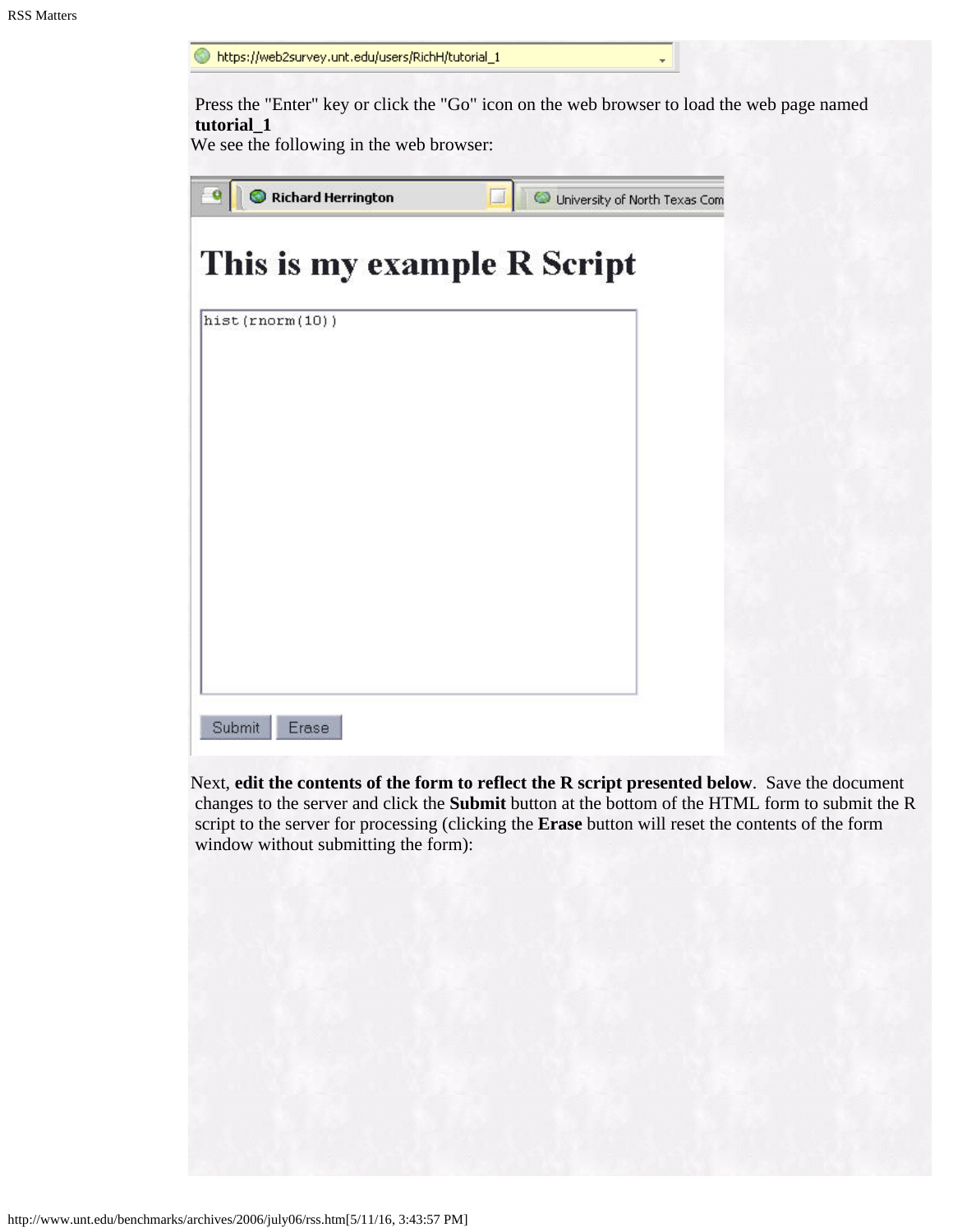https://web2survey.unt.edu/users/RichH/tutorial_1

Press the "Enter" key or click the "Go" icon on the web browser to load the web page named **tutorial_1**

We see the following in the web browser:

Richard Herrington | University of North Texas Com

# This is my example R Script

```
hist(rnorm(10))
```

Submit | Erase

Next, **edit the contents of the form to reflect the R script presented below**. Save the document changes to the server and click the **Submit** button at the bottom of the HTML form to submit the R script to the server for processing (clicking the **Erase** button will reset the contents of the form window without submitting the form):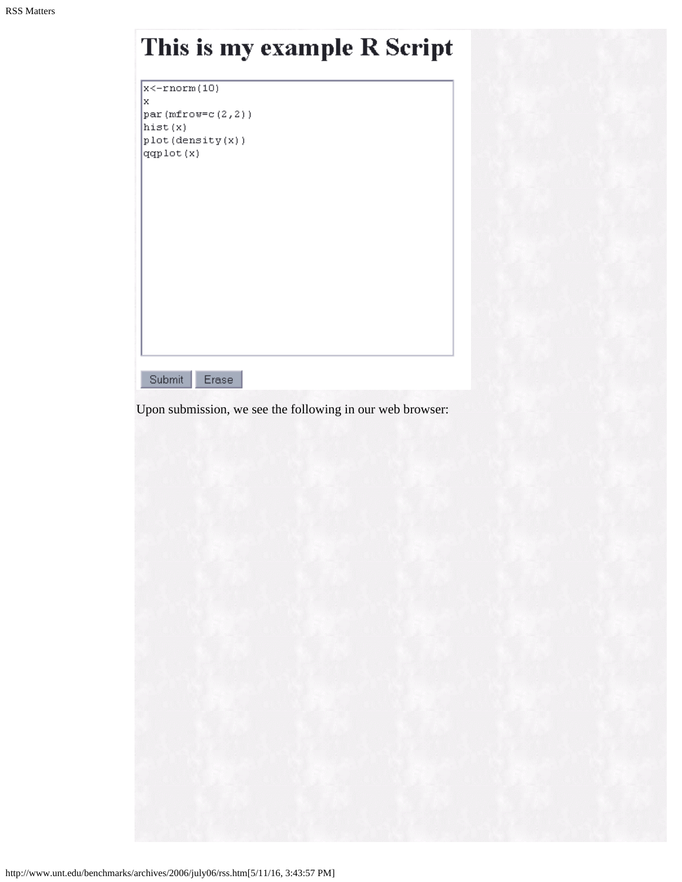# This is my example R Script

```
x<-rnorm(10)
x
par(mfrow=c(2,2))
hist(x)
plot(density(x))
qqplot(x)
```

Submit Erase

Upon submission, we see the following in our web browser: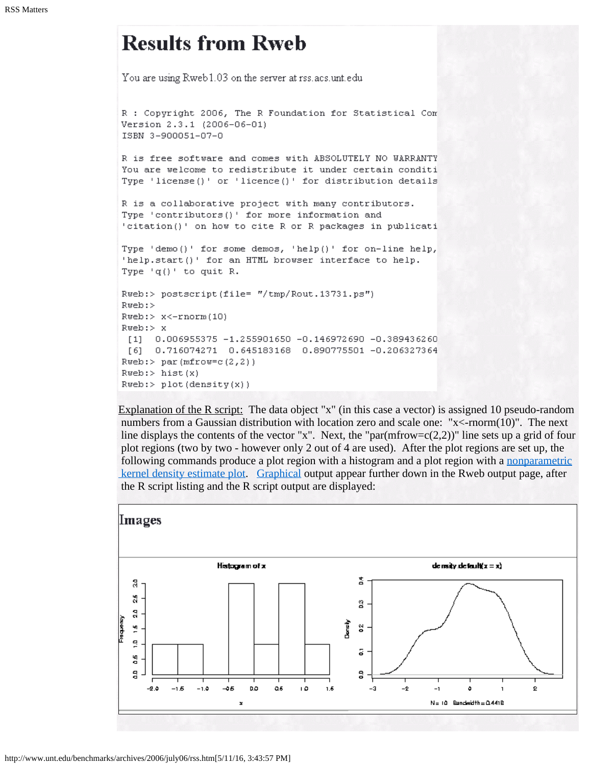# Results from Rweb

You are using Rweb1.03 on the server at rss.acs.unt.edu

```
R : Copyright 2006, The R Foundation for Statistical Com
Version 2.3.1 (2006-06-01)
ISBN 3-900051-07-0

R is free software and comes with ABSOLUTELY NO WARRANTY
You are welcome to redistribute it under certain conditi
Type 'license()' or 'licence()' for distribution details

R is a collaborative project with many contributors.
Type 'contributors()' for more information and
'citation()' on how to cite R or R packages in publicati

Type 'demo()' for some demos, 'help()' for on-line help,
'help.start()' for an HTML browser interface to help.
Type 'q()' to quit R.

Rweb:> postscript(file= "/tmp/Rout.13731.ps")
Rweb:>
Rweb:> x<-rnorm(10)
Rweb:> x
 [1]  0.006955375 -1.255901650 -0.146972690 -0.389436260
 [6]  0.716074271  0.645183168  0.890775501 -0.206327364
Rweb:> par(mfrow=c(2,2))
Rweb:> hist(x)
Rweb:> plot(density(x))
```

Explanation of the R script: The data object "x" (in this case a vector) is assigned 10 pseudo-random numbers from a Gaussian distribution with location zero and scale one: "x<-rnorm(10)". The next line displays the contents of the vector "x". Next, the "par(mfrow=c(2,2))" line sets up a grid of four plot regions (two by two - however only 2 out of 4 are used). After the plot regions are set up, the following commands produce a plot region with a histogram and a plot region with a nonparametric kernel density estimate plot. Graphical output appear further down in the Rweb output page, after the R script listing and the R script output are displayed:

## Images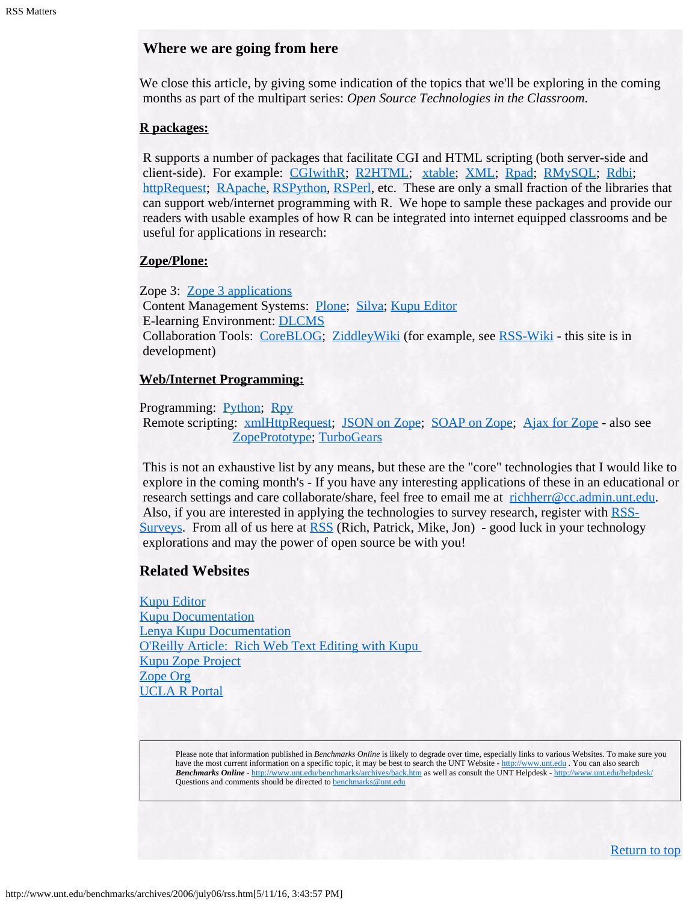## Where we are going from here

We close this article, by giving some indication of the topics that we'll be exploring in the coming months as part of the multipart series: *Open Source Technologies in the Classroom*.

**R packages:**

R supports a number of packages that facilitate CGI and HTML scripting (both server-side and client-side). For example: CGIwithR; R2HTML; xtable; XML; Rpad; RMySQL; Rdbi; httpRequest; RApache, RSPython, RSPerl, etc. These are only a small fraction of the libraries that can support web/internet programming with R. We hope to sample these packages and provide our readers with usable examples of how R can be integrated into internet equipped classrooms and be useful for applications in research:

**Zope/Plone:**

Zope 3: Zope 3 applications
Content Management Systems: Plone; Silva; Kupu Editor
E-learning Environment: DLCMS
Collaboration Tools: CoreBLOG; ZiddleyWiki (for example, see RSS-Wiki - this site is in development)

**Web/Internet Programming:**

Programming: Python; Rpy
Remote scripting: xmlHttpRequest; JSON on Zope; SOAP on Zope; Ajax for Zope - also see ZopePrototype; TurboGears

This is not an exhaustive list by any means, but these are the "core" technologies that I would like to explore in the coming month's - If you have any interesting applications of these in an educational or research settings and care collaborate/share, feel free to email me at richherr@cc.admin.unt.edu. Also, if you are interested in applying the technologies to survey research, register with RSS-Surveys. From all of us here at RSS (Rich, Patrick, Mike, Jon) - good luck in your technology explorations and may the power of open source be with you!

## Related Websites

Kupu Editor
Kupu Documentation
Lenya Kupu Documentation
O'Reilly Article: Rich Web Text Editing with Kupu
Kupu Zope Project
Zope Org
UCLA R Portal

Please note that information published in *Benchmarks Online* is likely to degrade over time, especially links to various Websites. To make sure you have the most current information on a specific topic, it may be best to search the UNT Website - http://www.unt.edu . You can also search ***Benchmarks Online*** - http://www.unt.edu/benchmarks/archives/back.htm as well as consult the UNT Helpdesk - http://www.unt.edu/helpdesk/ Questions and comments should be directed to benchmarks@unt.edu

Return to top